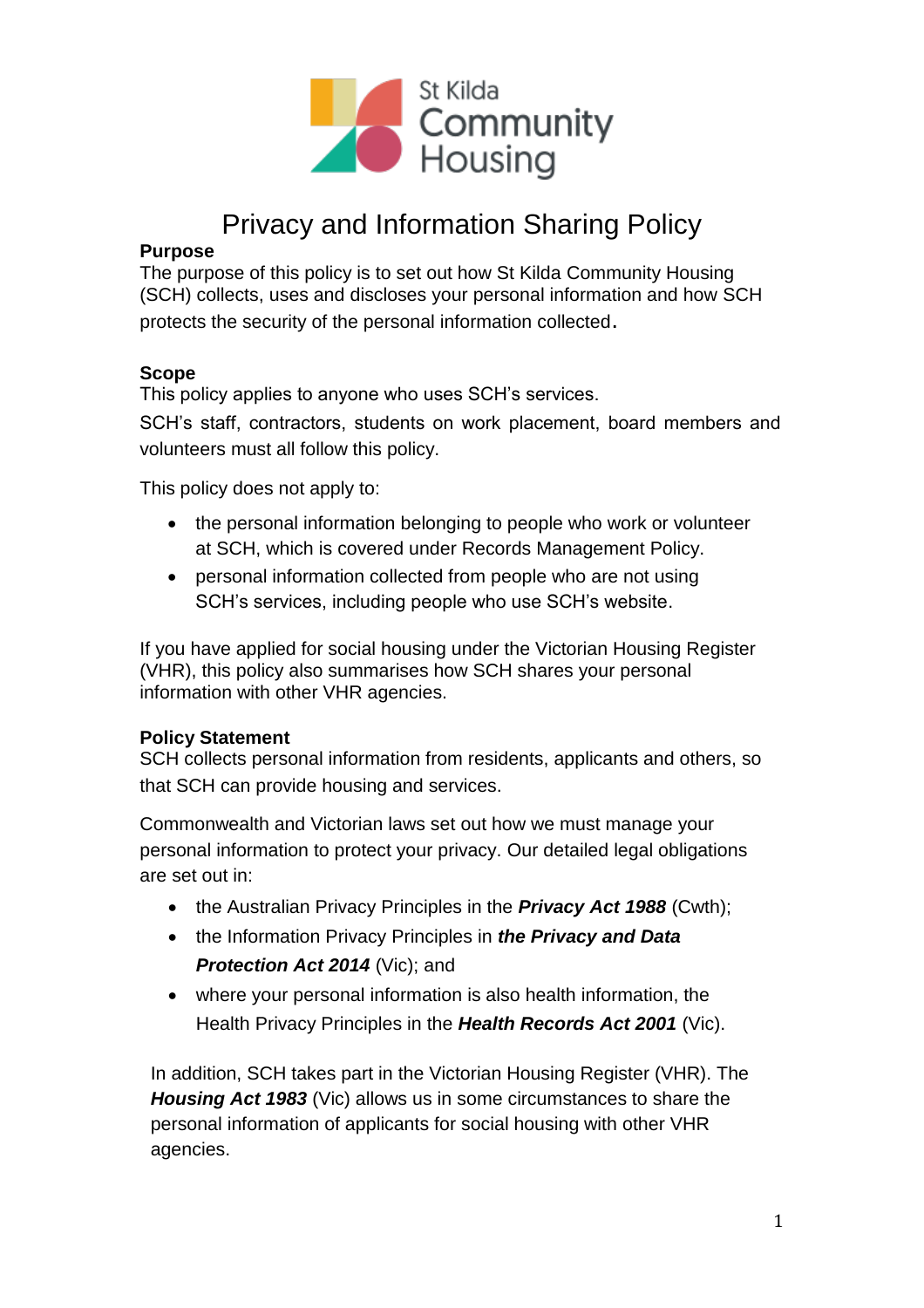St Kilda Community Housing

# Privacy and Information Sharing Policy

**Purpose**

The purpose of this policy is to set out how St Kilda Community Housing (SCH) collects, uses and discloses your personal information and how SCH protects the security of the personal information collected.

**Scope**

This policy applies to anyone who uses SCH's services.

SCH's staff, contractors, students on work placement, board members and volunteers must all follow this policy.

This policy does not apply to:

- the personal information belonging to people who work or volunteer at SCH, which is covered under Records Management Policy.
- personal information collected from people who are not using SCH's services, including people who use SCH's website.

If you have applied for social housing under the Victorian Housing Register (VHR), this policy also summarises how SCH shares your personal information with other VHR agencies.

**Policy Statement**

SCH collects personal information from residents, applicants and others, so that SCH can provide housing and services.

Commonwealth and Victorian laws set out how we must manage your personal information to protect your privacy. Our detailed legal obligations are set out in:

- the Australian Privacy Principles in the ***Privacy Act 1988*** (Cwth);
- the Information Privacy Principles in ***the Privacy and Data Protection Act 2014*** (Vic); and
- where your personal information is also health information, the Health Privacy Principles in the ***Health Records Act 2001*** (Vic).

In addition, SCH takes part in the Victorian Housing Register (VHR). The ***Housing Act 1983*** (Vic) allows us in some circumstances to share the personal information of applicants for social housing with other VHR agencies.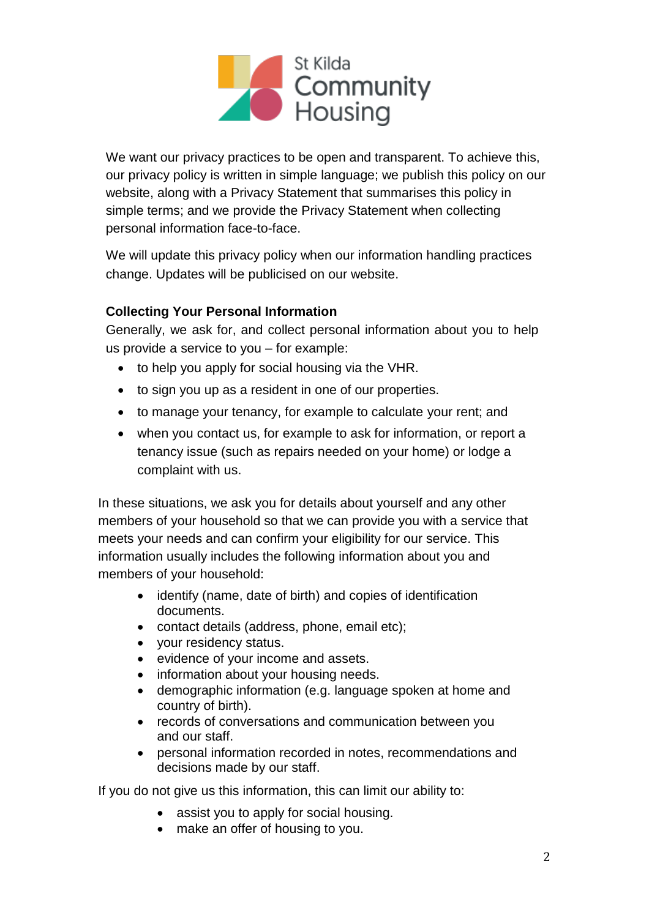We want our privacy practices to be open and transparent. To achieve this, our privacy policy is written in simple language; we publish this policy on our website, along with a Privacy Statement that summarises this policy in simple terms; and we provide the Privacy Statement when collecting personal information face-to-face.

We will update this privacy policy when our information handling practices change. Updates will be publicised on our website.

**Collecting Your Personal Information**

Generally, we ask for, and collect personal information about you to help us provide a service to you – for example:

- to help you apply for social housing via the VHR.
- to sign you up as a resident in one of our properties.
- to manage your tenancy, for example to calculate your rent; and
- when you contact us, for example to ask for information, or report a tenancy issue (such as repairs needed on your home) or lodge a complaint with us.

In these situations, we ask you for details about yourself and any other members of your household so that we can provide you with a service that meets your needs and can confirm your eligibility for our service. This information usually includes the following information about you and members of your household:

- identify (name, date of birth) and copies of identification documents.
- contact details (address, phone, email etc);
- your residency status.
- evidence of your income and assets.
- information about your housing needs.
- demographic information (e.g. language spoken at home and country of birth).
- records of conversations and communication between you and our staff.
- personal information recorded in notes, recommendations and decisions made by our staff.

If you do not give us this information, this can limit our ability to:

- assist you to apply for social housing.
- make an offer of housing to you.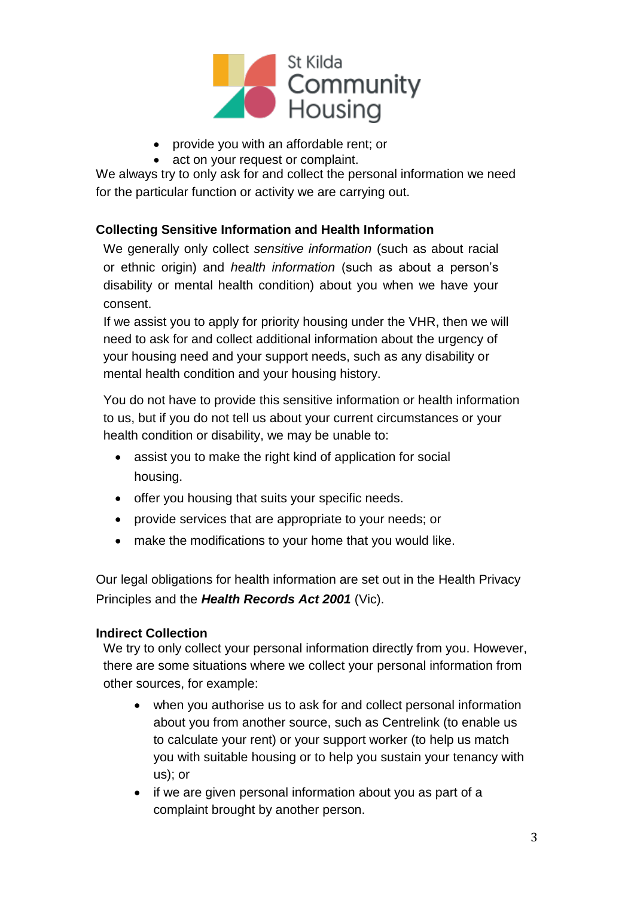- provide you with an affordable rent; or
- act on your request or complaint.

We always try to only ask for and collect the personal information we need for the particular function or activity we are carrying out.

### Collecting Sensitive Information and Health Information

We generally only collect *sensitive information* (such as about racial or ethnic origin) and *health information* (such as about a person's disability or mental health condition) about you when we have your consent.

If we assist you to apply for priority housing under the VHR, then we will need to ask for and collect additional information about the urgency of your housing need and your support needs, such as any disability or mental health condition and your housing history.

You do not have to provide this sensitive information or health information to us, but if you do not tell us about your current circumstances or your health condition or disability, we may be unable to:

- assist you to make the right kind of application for social housing.
- offer you housing that suits your specific needs.
- provide services that are appropriate to your needs; or
- make the modifications to your home that you would like.

Our legal obligations for health information are set out in the Health Privacy Principles and the ***Health Records Act 2001*** (Vic).

### Indirect Collection

We try to only collect your personal information directly from you. However, there are some situations where we collect your personal information from other sources, for example:

- when you authorise us to ask for and collect personal information about you from another source, such as Centrelink (to enable us to calculate your rent) or your support worker (to help us match you with suitable housing or to help you sustain your tenancy with us); or
- if we are given personal information about you as part of a complaint brought by another person.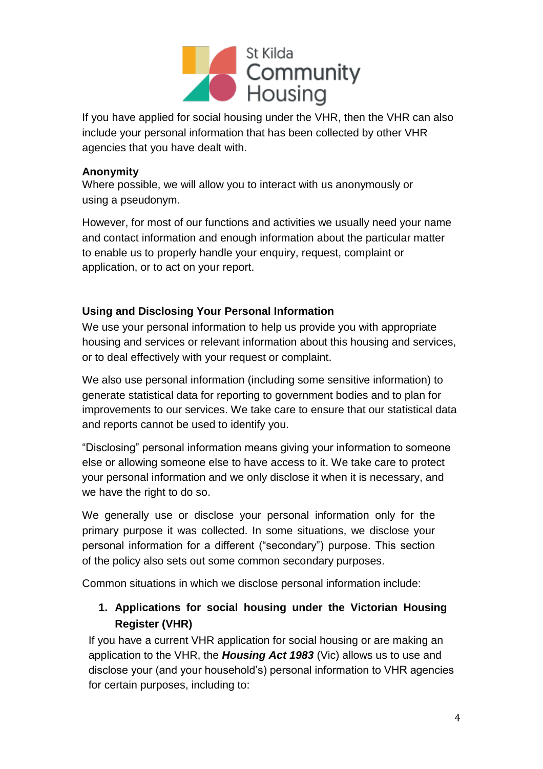If you have applied for social housing under the VHR, then the VHR can also include your personal information that has been collected by other VHR agencies that you have dealt with.

**Anonymity**

Where possible, we will allow you to interact with us anonymously or using a pseudonym.

However, for most of our functions and activities we usually need your name and contact information and enough information about the particular matter to enable us to properly handle your enquiry, request, complaint or application, or to act on your report.

**Using and Disclosing Your Personal Information**

We use your personal information to help us provide you with appropriate housing and services or relevant information about this housing and services, or to deal effectively with your request or complaint.

We also use personal information (including some sensitive information) to generate statistical data for reporting to government bodies and to plan for improvements to our services. We take care to ensure that our statistical data and reports cannot be used to identify you.

"Disclosing" personal information means giving your information to someone else or allowing someone else to have access to it. We take care to protect your personal information and we only disclose it when it is necessary, and we have the right to do so.

We generally use or disclose your personal information only for the primary purpose it was collected. In some situations, we disclose your personal information for a different ("secondary") purpose. This section of the policy also sets out some common secondary purposes.

Common situations in which we disclose personal information include:

1. **Applications for social housing under the Victorian Housing Register (VHR)**

   If you have a current VHR application for social housing or are making an application to the VHR, the ***Housing Act 1983*** (Vic) allows us to use and disclose your (and your household's) personal information to VHR agencies for certain purposes, including to: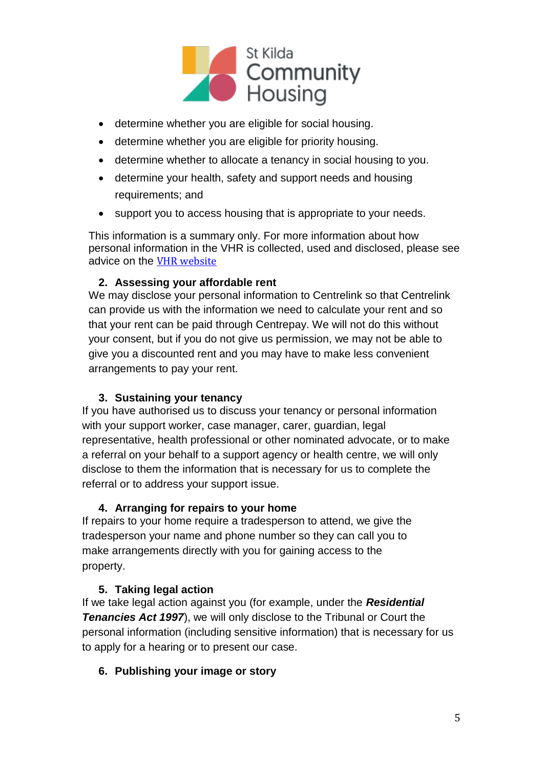- determine whether you are eligible for social housing.
- determine whether you are eligible for priority housing.
- determine whether to allocate a tenancy in social housing to you.
- determine your health, safety and support needs and housing requirements; and
- support you to access housing that is appropriate to your needs.

This information is a summary only. For more information about how personal information in the VHR is collected, used and disclosed, please see advice on the [VHR website]

## 2. Assessing your affordable rent

We may disclose your personal information to Centrelink so that Centrelink can provide us with the information we need to calculate your rent and so that your rent can be paid through Centrepay. We will not do this without your consent, but if you do not give us permission, we may not be able to give you a discounted rent and you may have to make less convenient arrangements to pay your rent.

## 3. Sustaining your tenancy

If you have authorised us to discuss your tenancy or personal information with your support worker, case manager, carer, guardian, legal representative, health professional or other nominated advocate, or to make a referral on your behalf to a support agency or health centre, we will only disclose to them the information that is necessary for us to complete the referral or to address your support issue.

## 4. Arranging for repairs to your home

If repairs to your home require a tradesperson to attend, we give the tradesperson your name and phone number so they can call you to make arrangements directly with you for gaining access to the property.

## 5. Taking legal action

If we take legal action against you (for example, under the ***Residential Tenancies Act 1997***), we will only disclose to the Tribunal or Court the personal information (including sensitive information) that is necessary for us to apply for a hearing or to present our case.

## 6. Publishing your image or story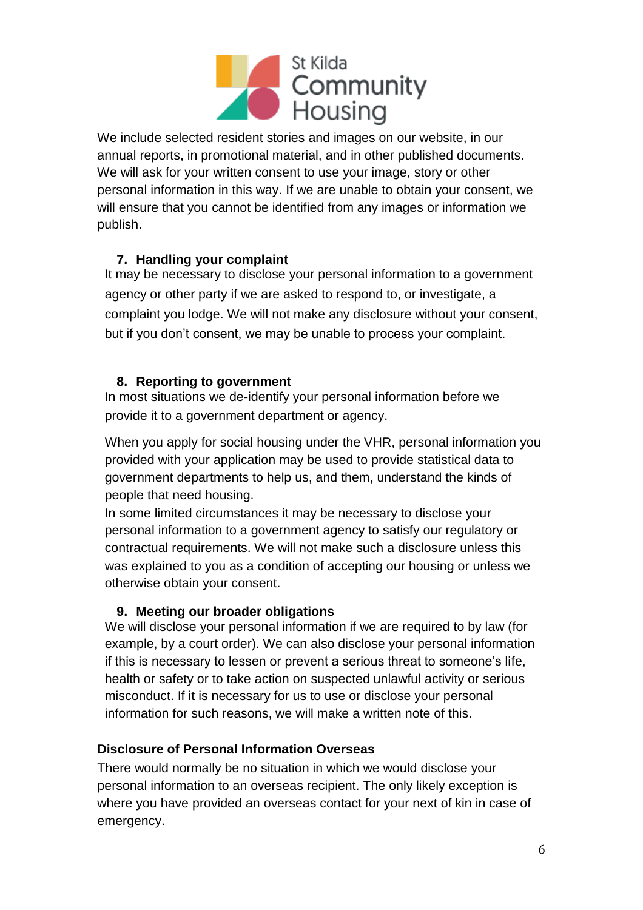We include selected resident stories and images on our website, in our annual reports, in promotional material, and in other published documents. We will ask for your written consent to use your image, story or other personal information in this way. If we are unable to obtain your consent, we will ensure that you cannot be identified from any images or information we publish.

7. **Handling your complaint**

It may be necessary to disclose your personal information to a government agency or other party if we are asked to respond to, or investigate, a complaint you lodge. We will not make any disclosure without your consent, but if you don't consent, we may be unable to process your complaint.

8. **Reporting to government**

In most situations we de-identify your personal information before we provide it to a government department or agency.

When you apply for social housing under the VHR, personal information you provided with your application may be used to provide statistical data to government departments to help us, and them, understand the kinds of people that need housing.

In some limited circumstances it may be necessary to disclose your personal information to a government agency to satisfy our regulatory or contractual requirements. We will not make such a disclosure unless this was explained to you as a condition of accepting our housing or unless we otherwise obtain your consent.

9. **Meeting our broader obligations**

We will disclose your personal information if we are required to by law (for example, by a court order). We can also disclose your personal information if this is necessary to lessen or prevent a serious threat to someone's life, health or safety or to take action on suspected unlawful activity or serious misconduct. If it is necessary for us to use or disclose your personal information for such reasons, we will make a written note of this.

**Disclosure of Personal Information Overseas**

There would normally be no situation in which we would disclose your personal information to an overseas recipient. The only likely exception is where you have provided an overseas contact for your next of kin in case of emergency.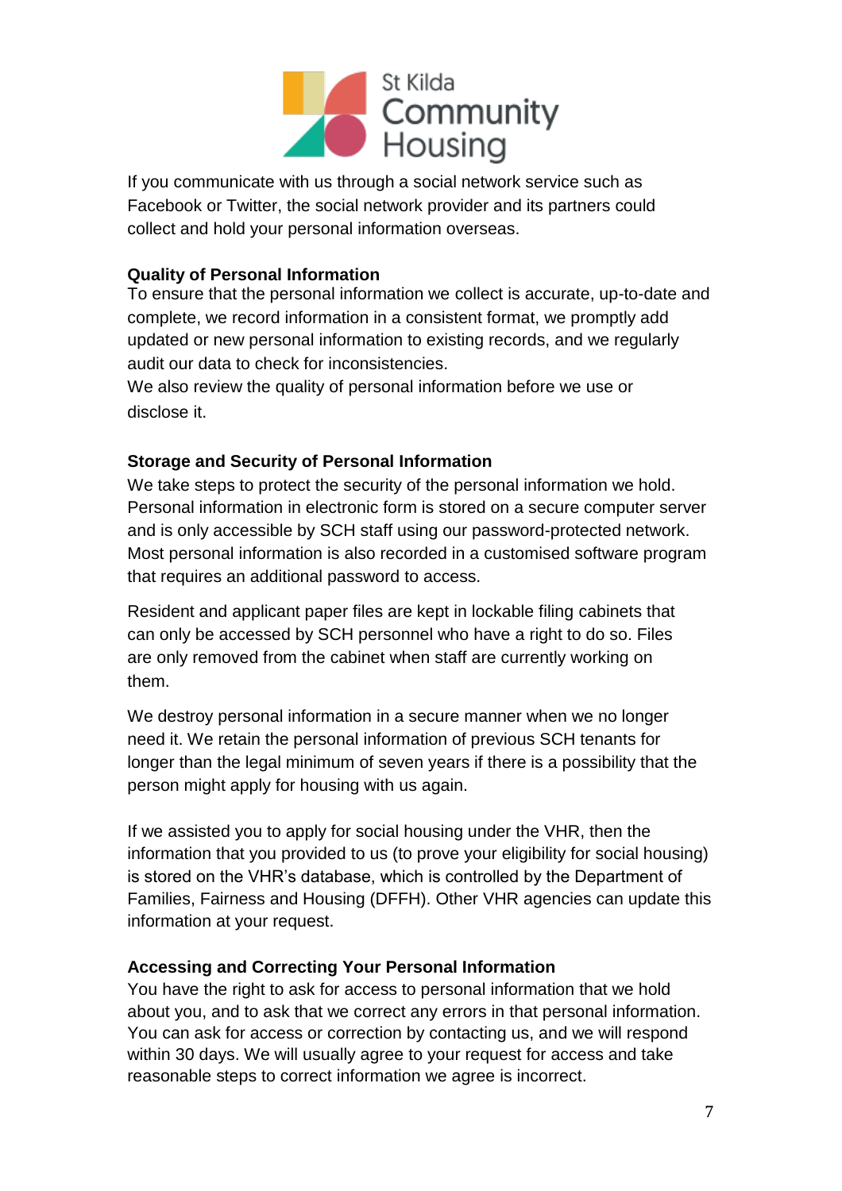If you communicate with us through a social network service such as Facebook or Twitter, the social network provider and its partners could collect and hold your personal information overseas.

**Quality of Personal Information**

To ensure that the personal information we collect is accurate, up-to-date and complete, we record information in a consistent format, we promptly add updated or new personal information to existing records, and we regularly audit our data to check for inconsistencies.

We also review the quality of personal information before we use or disclose it.

**Storage and Security of Personal Information**

We take steps to protect the security of the personal information we hold. Personal information in electronic form is stored on a secure computer server and is only accessible by SCH staff using our password-protected network. Most personal information is also recorded in a customised software program that requires an additional password to access.

Resident and applicant paper files are kept in lockable filing cabinets that can only be accessed by SCH personnel who have a right to do so. Files are only removed from the cabinet when staff are currently working on them.

We destroy personal information in a secure manner when we no longer need it. We retain the personal information of previous SCH tenants for longer than the legal minimum of seven years if there is a possibility that the person might apply for housing with us again.

If we assisted you to apply for social housing under the VHR, then the information that you provided to us (to prove your eligibility for social housing) is stored on the VHR's database, which is controlled by the Department of Families, Fairness and Housing (DFFH). Other VHR agencies can update this information at your request.

**Accessing and Correcting Your Personal Information**

You have the right to ask for access to personal information that we hold about you, and to ask that we correct any errors in that personal information. You can ask for access or correction by contacting us, and we will respond within 30 days. We will usually agree to your request for access and take reasonable steps to correct information we agree is incorrect.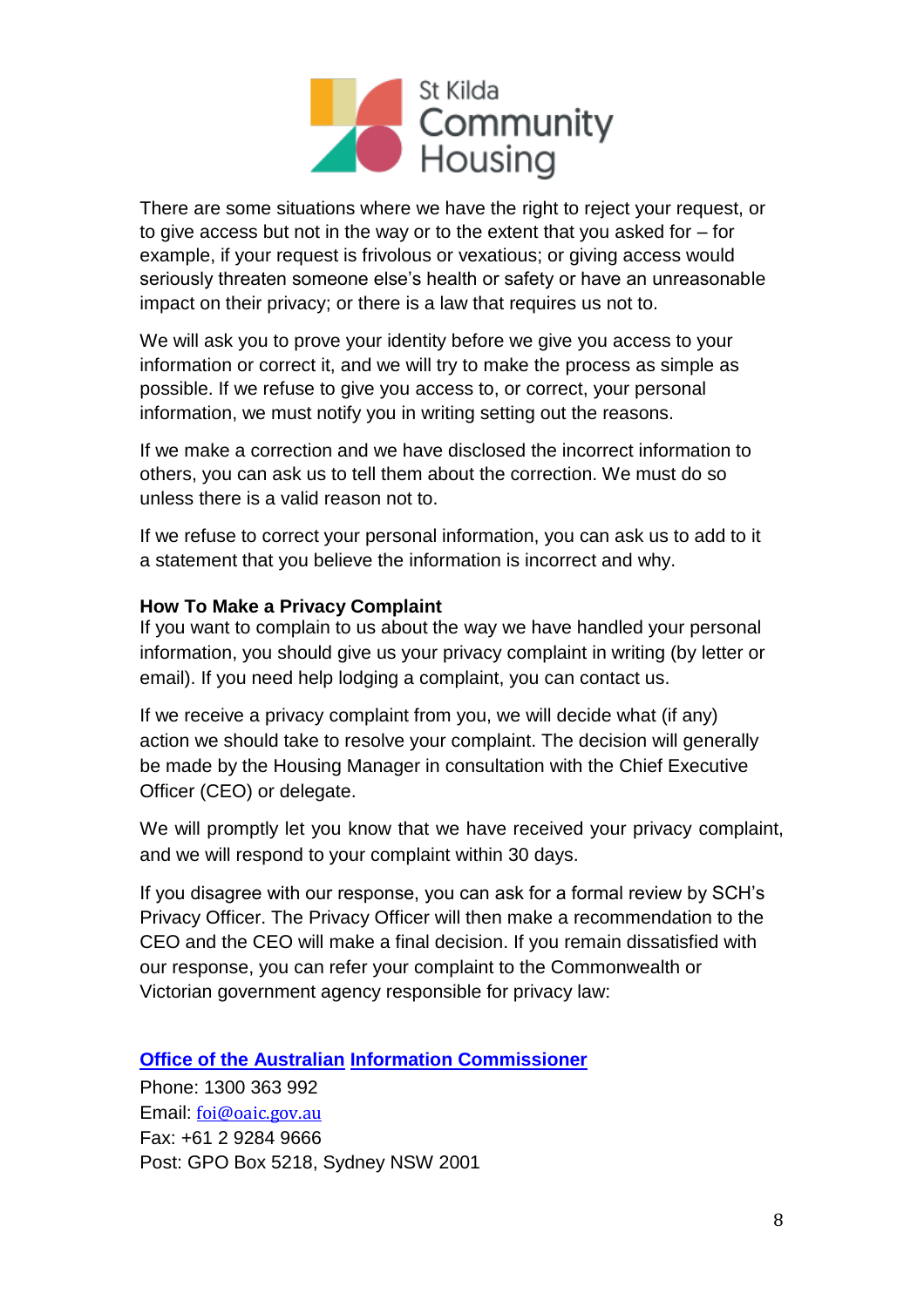There are some situations where we have the right to reject your request, or to give access but not in the way or to the extent that you asked for – for example, if your request is frivolous or vexatious; or giving access would seriously threaten someone else's health or safety or have an unreasonable impact on their privacy; or there is a law that requires us not to.

We will ask you to prove your identity before we give you access to your information or correct it, and we will try to make the process as simple as possible. If we refuse to give you access to, or correct, your personal information, we must notify you in writing setting out the reasons.

If we make a correction and we have disclosed the incorrect information to others, you can ask us to tell them about the correction. We must do so unless there is a valid reason not to.

If we refuse to correct your personal information, you can ask us to add to it a statement that you believe the information is incorrect and why.

**How To Make a Privacy Complaint**

If you want to complain to us about the way we have handled your personal information, you should give us your privacy complaint in writing (by letter or email). If you need help lodging a complaint, you can contact us.

If we receive a privacy complaint from you, we will decide what (if any) action we should take to resolve your complaint. The decision will generally be made by the Housing Manager in consultation with the Chief Executive Officer (CEO) or delegate.

We will promptly let you know that we have received your privacy complaint, and we will respond to your complaint within 30 days.

If you disagree with our response, you can ask for a formal review by SCH's Privacy Officer. The Privacy Officer will then make a recommendation to the CEO and the CEO will make a final decision. If you remain dissatisfied with our response, you can refer your complaint to the Commonwealth or Victorian government agency responsible for privacy law:

**Office of the Australian Information Commissioner**

Phone: 1300 363 992
Email: foi@oaic.gov.au
Fax: +61 2 9284 9666
Post: GPO Box 5218, Sydney NSW 2001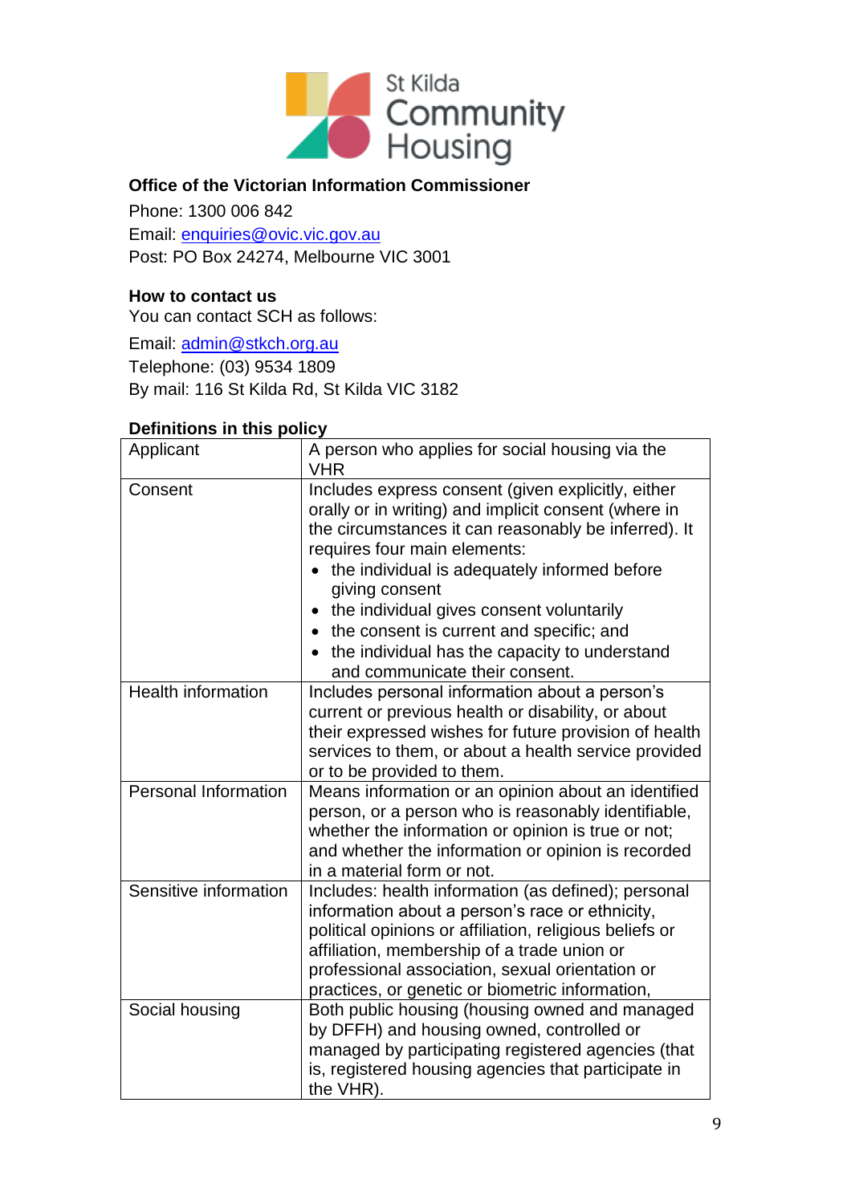**Office of the Victorian Information Commissioner**

Phone: 1300 006 842

Email: enquiries@ovic.vic.gov.au

Post: PO Box 24274, Melbourne VIC 3001

**How to contact us**

You can contact SCH as follows:

Email: admin@stkch.org.au

Telephone: (03) 9534 1809

By mail: 116 St Kilda Rd, St Kilda VIC 3182

**Definitions in this policy**

| Term | Definition |
|---|---|
| Applicant | A person who applies for social housing via the VHR |
| Consent | Includes express consent (given explicitly, either orally or in writing) and implicit consent (where in the circumstances it can reasonably be inferred). It requires four main elements: <br>• the individual is adequately informed before giving consent <br>• the individual gives consent voluntarily <br>• the consent is current and specific; and <br>• the individual has the capacity to understand and communicate their consent. |
| Health information | Includes personal information about a person's current or previous health or disability, or about their expressed wishes for future provision of health services to them, or about a health service provided or to be provided to them. |
| Personal Information | Means information or an opinion about an identified person, or a person who is reasonably identifiable, whether the information or opinion is true or not; and whether the information or opinion is recorded in a material form or not. |
| Sensitive information | Includes: health information (as defined); personal information about a person's race or ethnicity, political opinions or affiliation, religious beliefs or affiliation, membership of a trade union or professional association, sexual orientation or practices, or genetic or biometric information, |
| Social housing | Both public housing (housing owned and managed by DFFH) and housing owned, controlled or managed by participating registered agencies (that is, registered housing agencies that participate in the VHR). |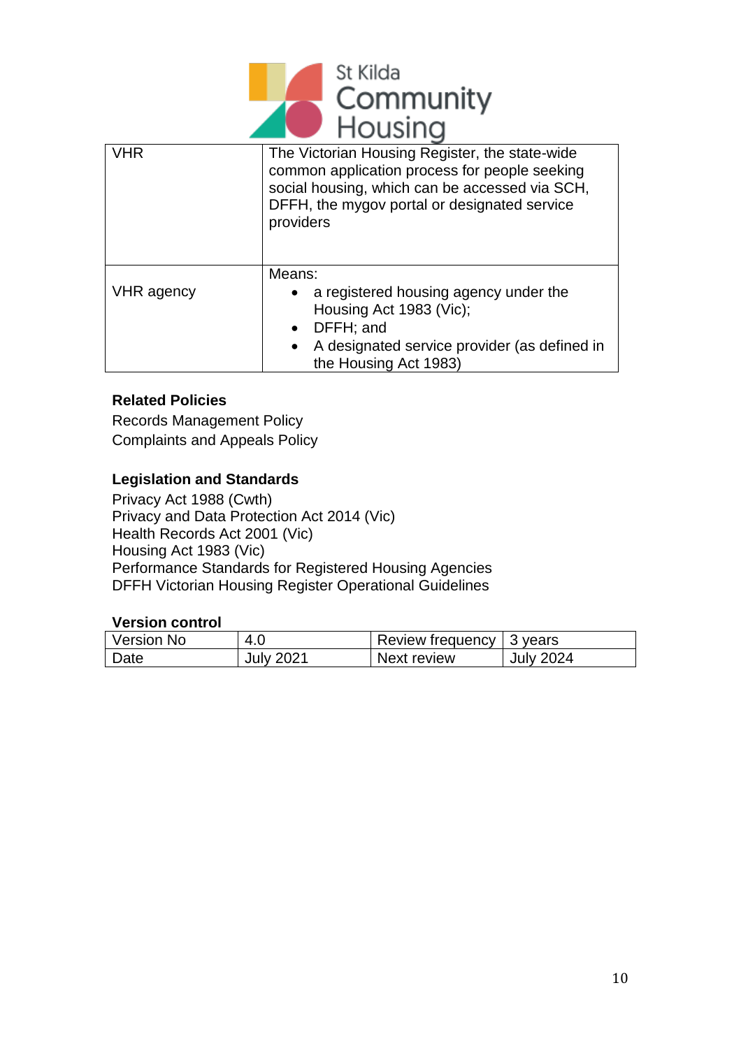| | |
|---|---|
| VHR | The Victorian Housing Register, the state-wide common application process for people seeking social housing, which can be accessed via SCH, DFFH, the mygov portal or designated service providers |
| VHR agency | Means:<br>• a registered housing agency under the Housing Act 1983 (Vic);<br>• DFFH; and<br>• A designated service provider (as defined in the Housing Act 1983) |

**Related Policies**

Records Management Policy
Complaints and Appeals Policy

**Legislation and Standards**

Privacy Act 1988 (Cwth)
Privacy and Data Protection Act 2014 (Vic)
Health Records Act 2001 (Vic)
Housing Act 1983 (Vic)
Performance Standards for Registered Housing Agencies
DFFH Victorian Housing Register Operational Guidelines

**Version control**

| | | | |
|---|---|---|---|
| Version No | 4.0 | Review frequency | 3 years |
| Date | July 2021 | Next review | July 2024 |